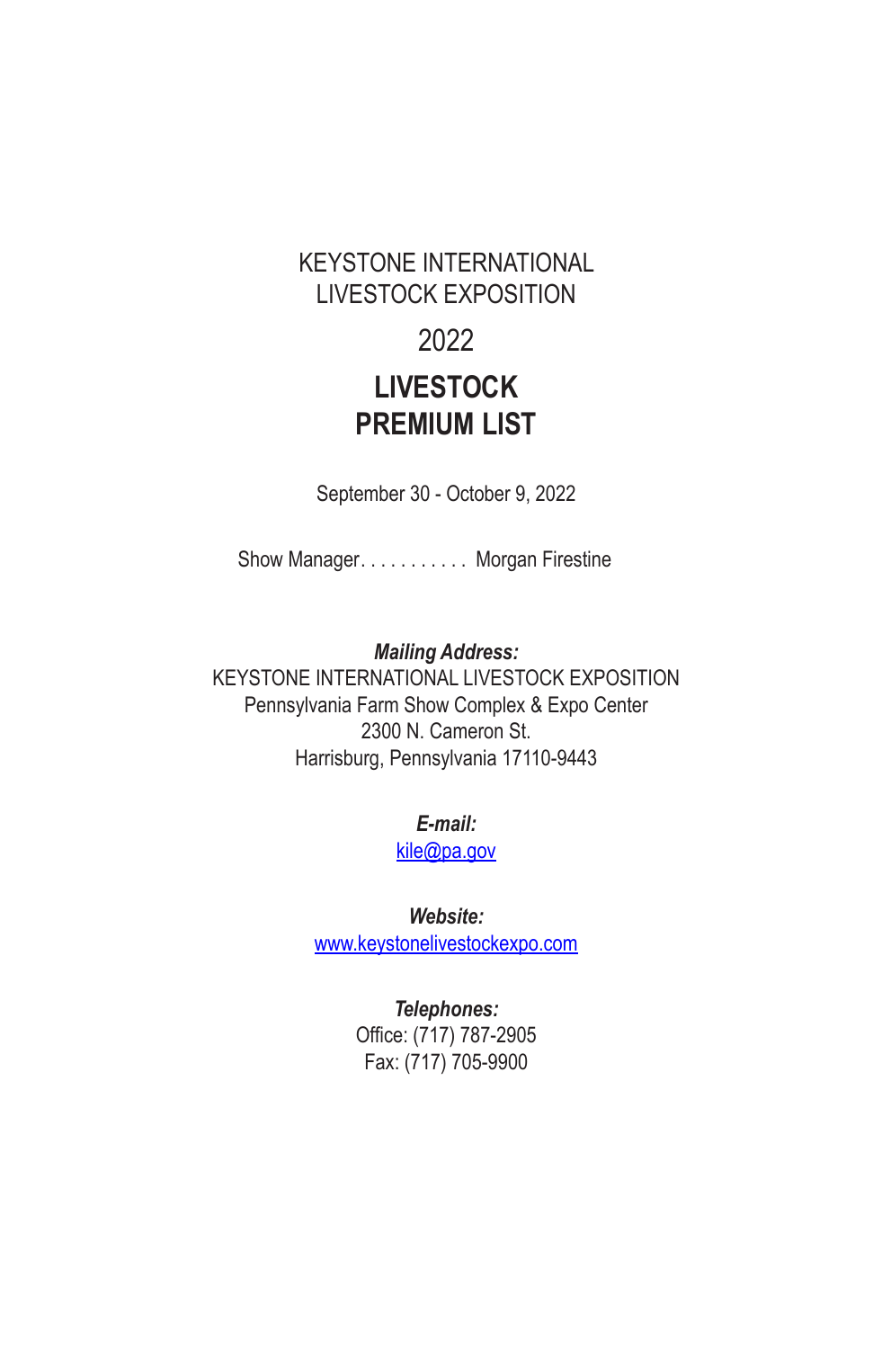KEYSTONE INTERNATIONAL
LIVESTOCK EXPOSITION

2022

# LIVESTOCK PREMIUM LIST

September 30 - October 9, 2022

Show Manager. . . . . . . . . . . Morgan Firestine

***Mailing Address:***
KEYSTONE INTERNATIONAL LIVESTOCK EXPOSITION
Pennsylvania Farm Show Complex & Expo Center
2300 N. Cameron St.
Harrisburg, Pennsylvania 17110-9443

***E-mail:***
kile@pa.gov

***Website:***
www.keystonelivestockexpo.com

***Telephones:***
Office: (717) 787-2905
Fax: (717) 705-9900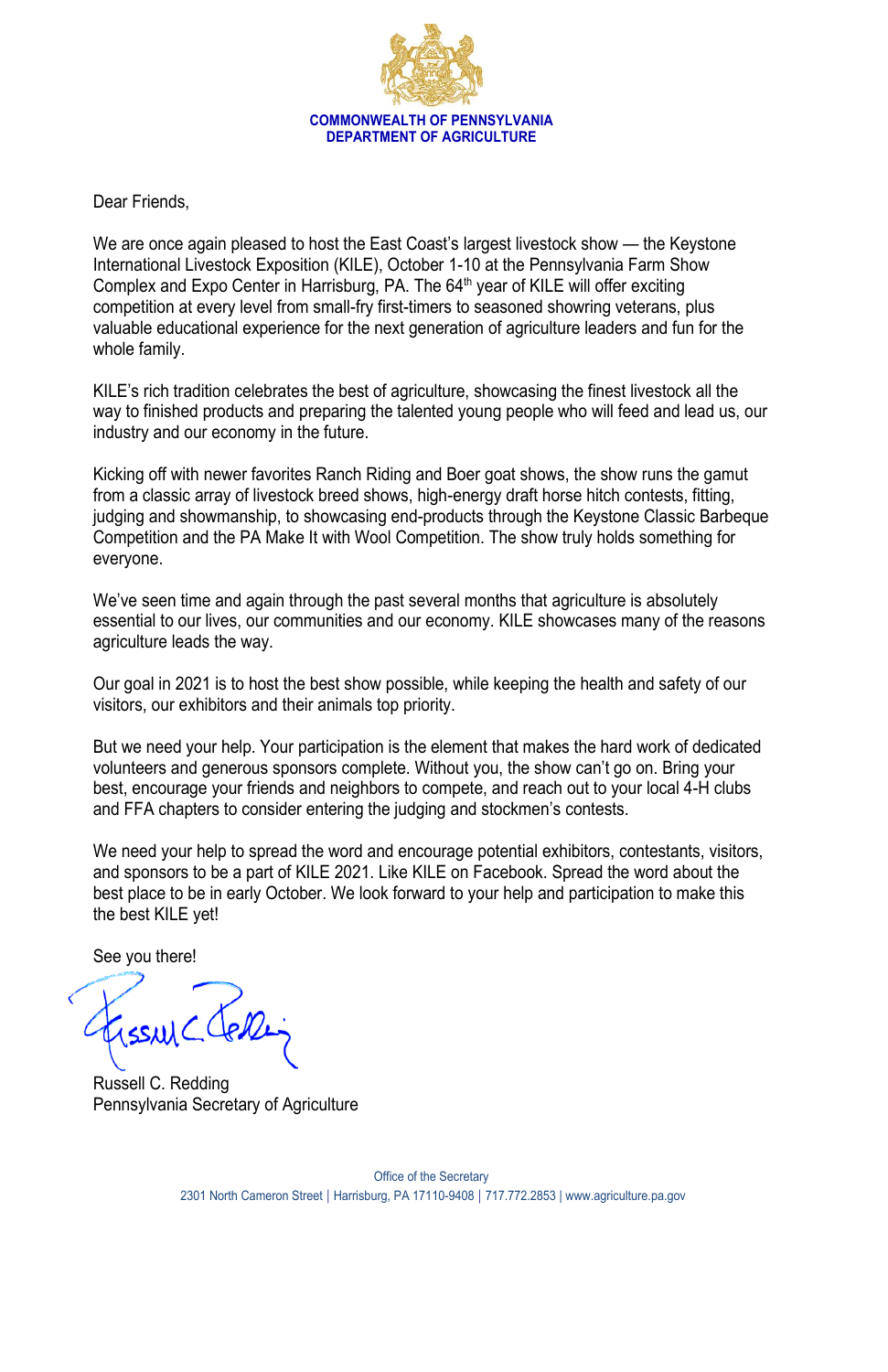**COMMONWEALTH OF PENNSYLVANIA**
**DEPARTMENT OF AGRICULTURE**

Dear Friends,

We are once again pleased to host the East Coast's largest livestock show — the Keystone International Livestock Exposition (KILE), October 1-10 at the Pennsylvania Farm Show Complex and Expo Center in Harrisburg, PA. The 64th year of KILE will offer exciting competition at every level from small-fry first-timers to seasoned showring veterans, plus valuable educational experience for the next generation of agriculture leaders and fun for the whole family.

KILE's rich tradition celebrates the best of agriculture, showcasing the finest livestock all the way to finished products and preparing the talented young people who will feed and lead us, our industry and our economy in the future.

Kicking off with newer favorites Ranch Riding and Boer goat shows, the show runs the gamut from a classic array of livestock breed shows, high-energy draft horse hitch contests, fitting, judging and showmanship, to showcasing end-products through the Keystone Classic Barbeque Competition and the PA Make It with Wool Competition. The show truly holds something for everyone.

We've seen time and again through the past several months that agriculture is absolutely essential to our lives, our communities and our economy. KILE showcases many of the reasons agriculture leads the way.

Our goal in 2021 is to host the best show possible, while keeping the health and safety of our visitors, our exhibitors and their animals top priority.

But we need your help. Your participation is the element that makes the hard work of dedicated volunteers and generous sponsors complete. Without you, the show can't go on. Bring your best, encourage your friends and neighbors to compete, and reach out to your local 4-H clubs and FFA chapters to consider entering the judging and stockmen's contests.

We need your help to spread the word and encourage potential exhibitors, contestants, visitors, and sponsors to be a part of KILE 2021. Like KILE on Facebook. Spread the word about the best place to be in early October. We look forward to your help and participation to make this the best KILE yet!

See you there!

Russell C. Redding
Pennsylvania Secretary of Agriculture

Office of the Secretary
2301 North Cameron Street | Harrisburg, PA 17110-9408 | 717.772.2853 | www.agriculture.pa.gov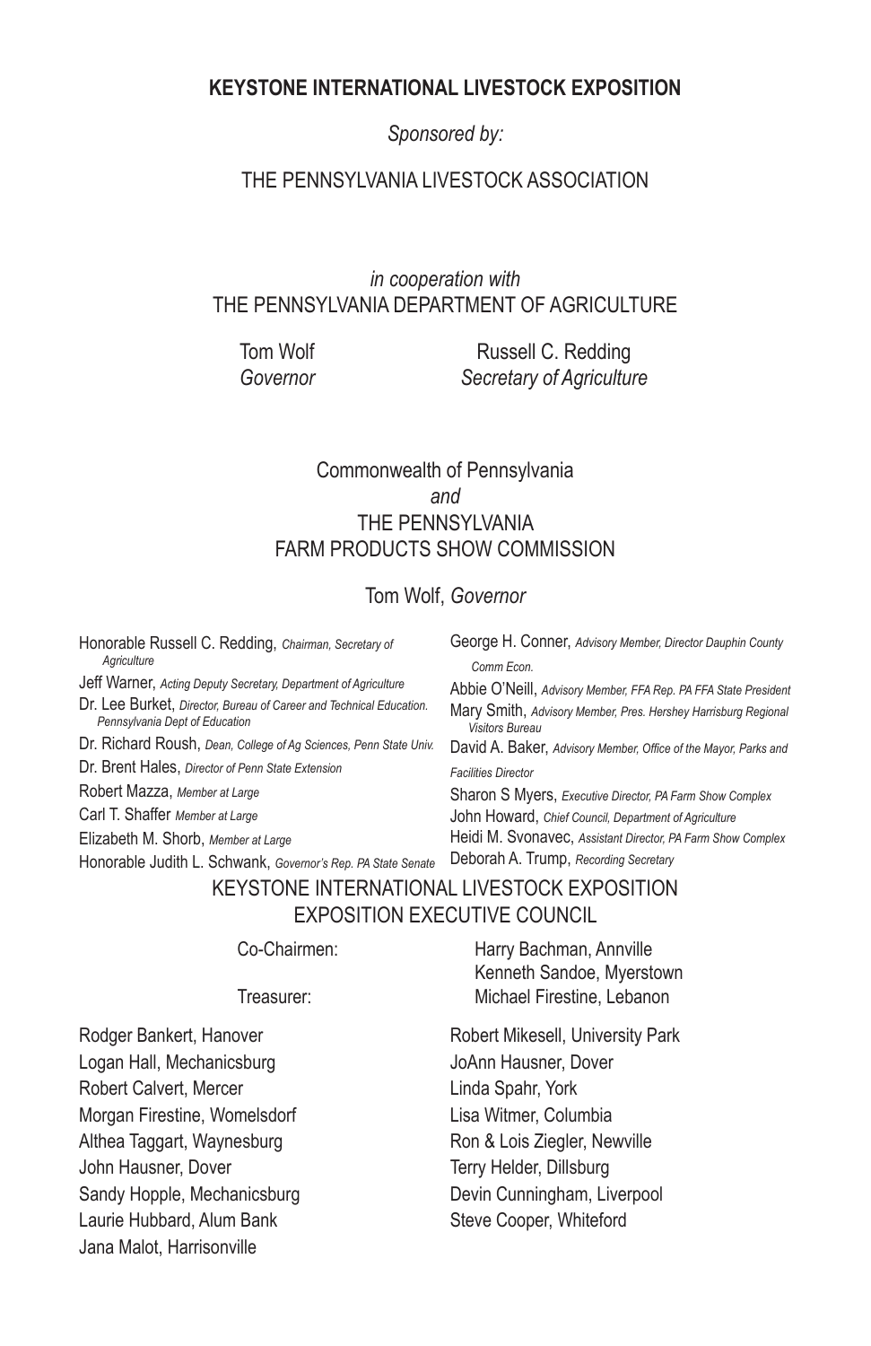## KEYSTONE INTERNATIONAL LIVESTOCK EXPOSITION

*Sponsored by:*

THE PENNSYLVANIA LIVESTOCK ASSOCIATION

*in cooperation with*
THE PENNSYLVANIA DEPARTMENT OF AGRICULTURE

Tom Wolf
*Governor*

Russell C. Redding
*Secretary of Agriculture*

Commonwealth of Pennsylvania
*and*
THE PENNSYLVANIA
FARM PRODUCTS SHOW COMMISSION

Tom Wolf, *Governor*

Honorable Russell C. Redding, *Chairman, Secretary of Agriculture*
Jeff Warner, *Acting Deputy Secretary, Department of Agriculture*
Dr. Lee Burket, *Director, Bureau of Career and Technical Education. Pennsylvania Dept of Education*
Dr. Richard Roush, *Dean, College of Ag Sciences, Penn State Univ.*
Dr. Brent Hales, *Director of Penn State Extension*
Robert Mazza, *Member at Large*
Carl T. Shaffer *Member at Large*
Elizabeth M. Shorb, *Member at Large*
Honorable Judith L. Schwank, *Governor's Rep. PA State Senate*
George H. Conner, *Advisory Member, Director Dauphin County Comm Econ.*
Abbie O'Neill, *Advisory Member, FFA Rep. PA FFA State President*
Mary Smith, *Advisory Member, Pres. Hershey Harrisburg Regional Visitors Bureau*
David A. Baker, *Advisory Member, Office of the Mayor, Parks and Facilities Director*
Sharon S Myers, *Executive Director, PA Farm Show Complex*
John Howard, *Chief Council, Department of Agriculture*
Heidi M. Svonavec, *Assistant Director, PA Farm Show Complex*
Deborah A. Trump, *Recording Secretary*

KEYSTONE INTERNATIONAL LIVESTOCK EXPOSITION
EXPOSITION EXECUTIVE COUNCIL

Co-Chairmen: Harry Bachman, Annville
Kenneth Sandoe, Myerstown

Treasurer: Michael Firestine, Lebanon

Rodger Bankert, Hanover
Logan Hall, Mechanicsburg
Robert Calvert, Mercer
Morgan Firestine, Womelsdorf
Althea Taggart, Waynesburg
John Hausner, Dover
Sandy Hopple, Mechanicsburg
Laurie Hubbard, Alum Bank
Jana Malot, Harrisonville
Robert Mikesell, University Park
JoAnn Hausner, Dover
Linda Spahr, York
Lisa Witmer, Columbia
Ron & Lois Ziegler, Newville
Terry Helder, Dillsburg
Devin Cunningham, Liverpool
Steve Cooper, Whiteford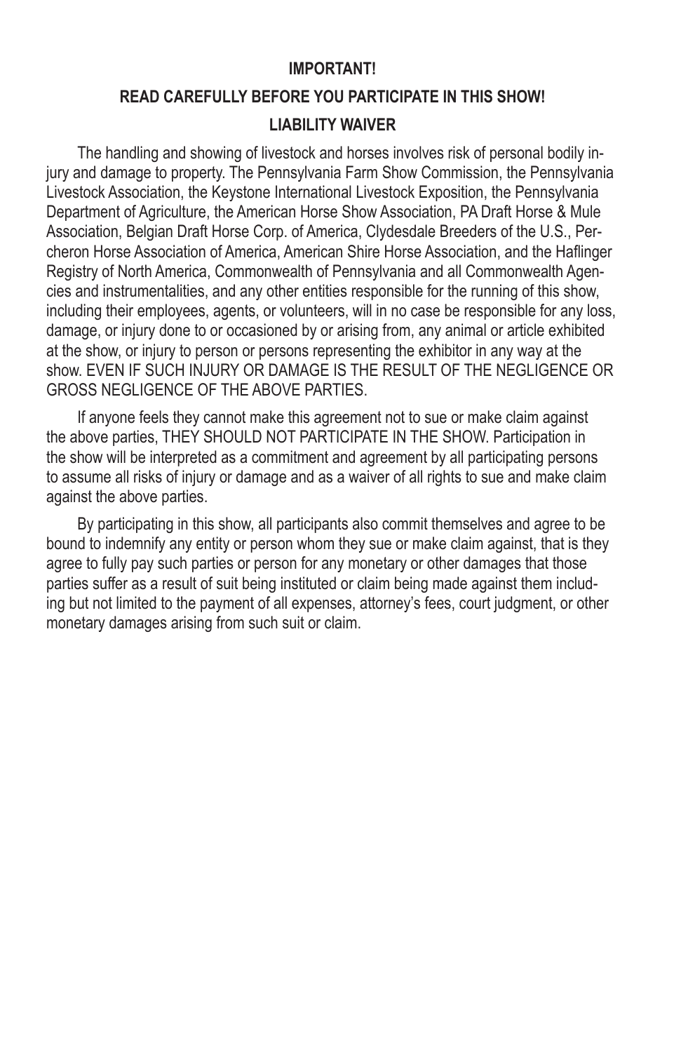**IMPORTANT!**

**READ CAREFULLY BEFORE YOU PARTICIPATE IN THIS SHOW!**

**LIABILITY WAIVER**

The handling and showing of livestock and horses involves risk of personal bodily injury and damage to property. The Pennsylvania Farm Show Commission, the Pennsylvania Livestock Association, the Keystone International Livestock Exposition, the Pennsylvania Department of Agriculture, the American Horse Show Association, PA Draft Horse & Mule Association, Belgian Draft Horse Corp. of America, Clydesdale Breeders of the U.S., Percheron Horse Association of America, American Shire Horse Association, and the Haflinger Registry of North America, Commonwealth of Pennsylvania and all Commonwealth Agencies and instrumentalities, and any other entities responsible for the running of this show, including their employees, agents, or volunteers, will in no case be responsible for any loss, damage, or injury done to or occasioned by or arising from, any animal or article exhibited at the show, or injury to person or persons representing the exhibitor in any way at the show. EVEN IF SUCH INJURY OR DAMAGE IS THE RESULT OF THE NEGLIGENCE OR GROSS NEGLIGENCE OF THE ABOVE PARTIES.

If anyone feels they cannot make this agreement not to sue or make claim against the above parties, THEY SHOULD NOT PARTICIPATE IN THE SHOW. Participation in the show will be interpreted as a commitment and agreement by all participating persons to assume all risks of injury or damage and as a waiver of all rights to sue and make claim against the above parties.

By participating in this show, all participants also commit themselves and agree to be bound to indemnify any entity or person whom they sue or make claim against, that is they agree to fully pay such parties or person for any monetary or other damages that those parties suffer as a result of suit being instituted or claim being made against them including but not limited to the payment of all expenses, attorney's fees, court judgment, or other monetary damages arising from such suit or claim.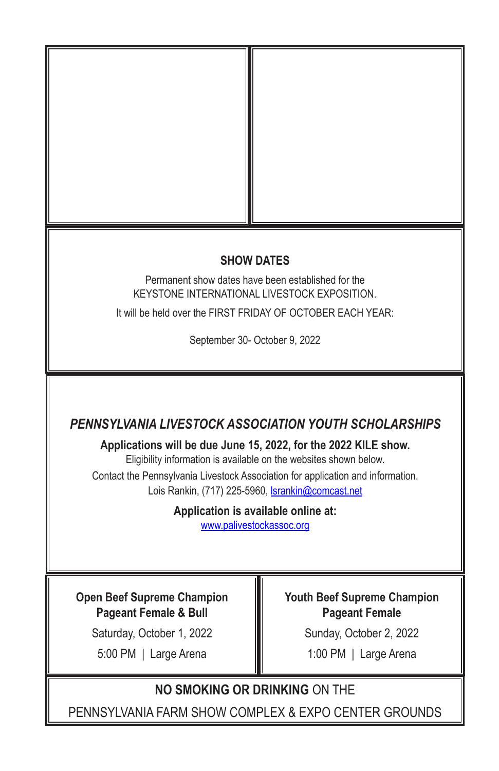## SHOW DATES

Permanent show dates have been established for the KEYSTONE INTERNATIONAL LIVESTOCK EXPOSITION.

It will be held over the FIRST FRIDAY OF OCTOBER EACH YEAR:

September 30- October 9, 2022

## *PENNSYLVANIA LIVESTOCK ASSOCIATION YOUTH SCHOLARSHIPS*

**Applications will be due June 15, 2022, for the 2022 KILE show.**

Eligibility information is available on the websites shown below.

Contact the Pennsylvania Livestock Association for application and information.

Lois Rankin, (717) 225-5960, lsrankin@comcast.net

**Application is available online at:**

www.palivestockassoc.org

**Open Beef Supreme Champion Pageant Female & Bull**

Saturday, October 1, 2022

5:00 PM | Large Arena

**Youth Beef Supreme Champion Pageant Female**

Sunday, October 2, 2022

1:00 PM | Large Arena

**NO SMOKING OR DRINKING** ON THE PENNSYLVANIA FARM SHOW COMPLEX & EXPO CENTER GROUNDS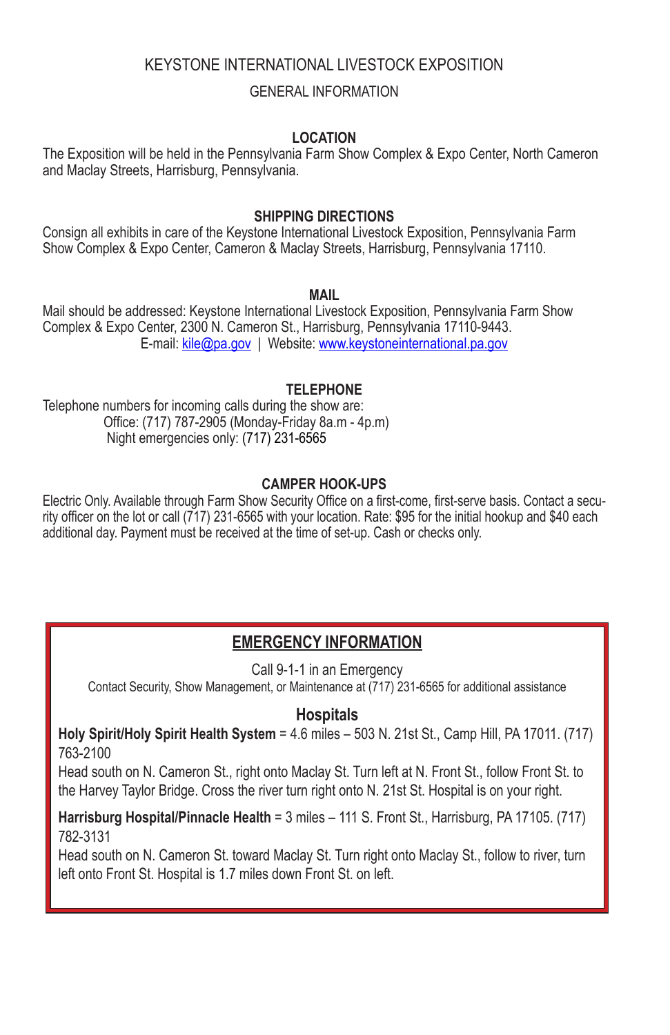# KEYSTONE INTERNATIONAL LIVESTOCK EXPOSITION

## GENERAL INFORMATION

### LOCATION

The Exposition will be held in the Pennsylvania Farm Show Complex & Expo Center, North Cameron and Maclay Streets, Harrisburg, Pennsylvania.

### SHIPPING DIRECTIONS

Consign all exhibits in care of the Keystone International Livestock Exposition, Pennsylvania Farm Show Complex & Expo Center, Cameron & Maclay Streets, Harrisburg, Pennsylvania 17110.

### MAIL

Mail should be addressed: Keystone International Livestock Exposition, Pennsylvania Farm Show Complex & Expo Center, 2300 N. Cameron St., Harrisburg, Pennsylvania 17110-9443.

E-mail: kile@pa.gov | Website: www.keystoneinternational.pa.gov

### TELEPHONE

Telephone numbers for incoming calls during the show are:

Office: (717) 787-2905 (Monday-Friday 8a.m - 4p.m)

Night emergencies only: (717) 231-6565

### CAMPER HOOK-UPS

Electric Only. Available through Farm Show Security Office on a first-come, first-serve basis. Contact a security officer on the lot or call (717) 231-6565 with your location. Rate: $95 for the initial hookup and $40 each additional day. Payment must be received at the time of set-up. Cash or checks only.

## EMERGENCY INFORMATION

Call 9-1-1 in an Emergency

Contact Security, Show Management, or Maintenance at (717) 231-6565 for additional assistance

### Hospitals

**Holy Spirit/Holy Spirit Health System** = 4.6 miles – 503 N. 21st St., Camp Hill, PA 17011. (717) 763-2100

Head south on N. Cameron St., right onto Maclay St. Turn left at N. Front St., follow Front St. to the Harvey Taylor Bridge. Cross the river turn right onto N. 21st St. Hospital is on your right.

**Harrisburg Hospital/Pinnacle Health** = 3 miles – 111 S. Front St., Harrisburg, PA 17105. (717) 782-3131

Head south on N. Cameron St. toward Maclay St. Turn right onto Maclay St., follow to river, turn left onto Front St. Hospital is 1.7 miles down Front St. on left.